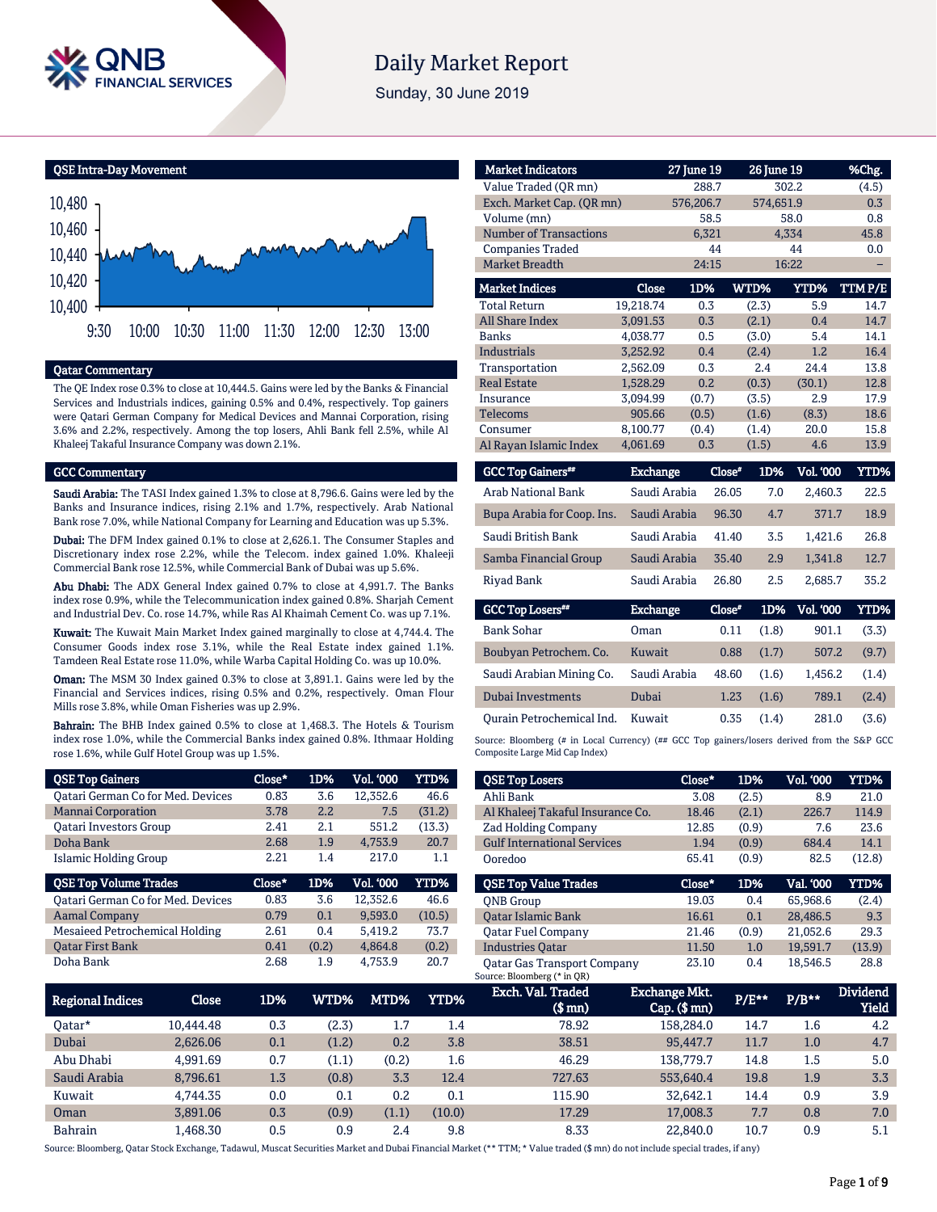# Daily Market Report

Sunday, 30 June 2019

## QSE Intra-Day Movement

## Qatar Commentary

The QE Index rose 0.3% to close at 10,444.5. Gains were led by the Banks & Financial Services and Industrials indices, gaining 0.5% and 0.4%, respectively. Top gainers were Qatari German Company for Medical Devices and Mannai Corporation, rising 3.6% and 2.2%, respectively. Among the top losers, Ahli Bank fell 2.5%, while Al Khaleej Takaful Insurance Company was down 2.1%.

## GCC Commentary

**Saudi Arabia:** The TASI Index gained 1.3% to close at 8,796.6. Gains were led by the Banks and Insurance indices, rising 2.1% and 1.7%, respectively. Arab National Bank rose 7.0%, while National Company for Learning and Education was up 5.3%.

**Dubai:** The DFM Index gained 0.1% to close at 2,626.1. The Consumer Staples and Discretionary index rose 2.2%, while the Telecom. index gained 1.0%. Khaleeji Commercial Bank rose 12.5%, while Commercial Bank of Dubai was up 5.6%.

**Abu Dhabi:** The ADX General Index gained 0.7% to close at 4,991.7. The Banks index rose 0.9%, while the Telecommunication index gained 0.8%. Sharjah Cement and Industrial Dev. Co. rose 14.7%, while Ras Al Khaimah Cement Co. was up 7.1%.

**Kuwait:** The Kuwait Main Market Index gained marginally to close at 4,744.4. The Consumer Goods index rose 3.1%, while the Real Estate index gained 1.1%. Tamdeen Real Estate rose 11.0%, while Warba Capital Holding Co. was up 10.0%.

**Oman:** The MSM 30 Index gained 0.3% to close at 3,891.1. Gains were led by the Financial and Services indices, rising 0.5% and 0.2%, respectively. Oman Flour Mills rose 3.8%, while Oman Fisheries was up 2.9%.

**Bahrain:** The BHB Index gained 0.5% to close at 1,468.3. The Hotels & Tourism index rose 1.0%, while the Commercial Banks index gained 0.8%. Ithmaar Holding rose 1.6%, while Gulf Hotel Group was up 1.5%.

| Market Indicators | 27 June 19 | 26 June 19 | %Chg. |
|---|---|---|---|
| Value Traded (QR mn) | 288.7 | 302.2 | (4.5) |
| Exch. Market Cap. (QR mn) | 576,206.7 | 574,651.9 | 0.3 |
| Volume (mn) | 58.5 | 58.0 | 0.8 |
| Number of Transactions | 6,321 | 4,334 | 45.8 |
| Companies Traded | 44 | 44 | 0.0 |
| Market Breadth | 24:15 | 16:22 | – |

| Market Indices | Close | 1D% | WTD% | YTD% | TTM P/E |
|---|---|---|---|---|---|
| Total Return | 19,218.74 | 0.3 | (2.3) | 5.9 | 14.7 |
| All Share Index | 3,091.53 | 0.3 | (2.1) | 0.4 | 14.7 |
| Banks | 4,038.77 | 0.5 | (3.0) | 5.4 | 14.1 |
| Industrials | 3,252.92 | 0.4 | (2.4) | 1.2 | 16.4 |
| Transportation | 2,562.09 | 0.3 | 2.4 | 24.4 | 13.8 |
| Real Estate | 1,528.29 | 0.2 | (0.3) | (30.1) | 12.8 |
| Insurance | 3,094.99 | (0.7) | (3.5) | 2.9 | 17.9 |
| Telecoms | 905.66 | (0.5) | (1.6) | (8.3) | 18.6 |
| Consumer | 8,100.77 | (0.4) | (1.4) | 20.0 | 15.8 |
| Al Rayan Islamic Index | 4,061.69 | 0.3 | (1.5) | 4.6 | 13.9 |

| GCC Top Gainers## | Exchange | Close# | 1D% | Vol. '000 | YTD% |
|---|---|---|---|---|---|
| Arab National Bank | Saudi Arabia | 26.05 | 7.0 | 2,460.3 | 22.5 |
| Bupa Arabia for Coop. Ins. | Saudi Arabia | 96.30 | 4.7 | 371.7 | 18.9 |
| Saudi British Bank | Saudi Arabia | 41.40 | 3.5 | 1,421.6 | 26.8 |
| Samba Financial Group | Saudi Arabia | 35.40 | 2.9 | 1,341.8 | 12.7 |
| Riyad Bank | Saudi Arabia | 26.80 | 2.5 | 2,685.7 | 35.2 |

| GCC Top Losers## | Exchange | Close# | 1D% | Vol. '000 | YTD% |
|---|---|---|---|---|---|
| Bank Sohar | Oman | 0.11 | (1.8) | 901.1 | (3.3) |
| Boubyan Petrochem. Co. | Kuwait | 0.88 | (1.7) | 507.2 | (9.7) |
| Saudi Arabian Mining Co. | Saudi Arabia | 48.60 | (1.6) | 1,456.2 | (1.4) |
| Dubai Investments | Dubai | 1.23 | (1.6) | 789.1 | (2.4) |
| Qurain Petrochemical Ind. | Kuwait | 0.35 | (1.4) | 281.0 | (3.6) |

Source: Bloomberg (# in Local Currency) (## GCC Top gainers/losers derived from the S&P GCC Composite Large Mid Cap Index)

| QSE Top Gainers | Close* | 1D% | Vol. '000 | YTD% |
|---|---|---|---|---|
| Qatari German Co for Med. Devices | 0.83 | 3.6 | 12,352.6 | 46.6 |
| Mannai Corporation | 3.78 | 2.2 | 7.5 | (31.2) |
| Qatari Investors Group | 2.41 | 2.1 | 551.2 | (13.3) |
| Doha Bank | 2.68 | 1.9 | 4,753.9 | 20.7 |
| Islamic Holding Group | 2.21 | 1.4 | 217.0 | 1.1 |

| QSE Top Volume Trades | Close* | 1D% | Vol. '000 | YTD% |
|---|---|---|---|---|
| Qatari German Co for Med. Devices | 0.83 | 3.6 | 12,352.6 | 46.6 |
| Aamal Company | 0.79 | 0.1 | 9,593.0 | (10.5) |
| Mesaieed Petrochemical Holding | 2.61 | 0.4 | 5,419.2 | 73.7 |
| Qatar First Bank | 0.41 | (0.2) | 4,864.8 | (0.2) |
| Doha Bank | 2.68 | 1.9 | 4,753.9 | 20.7 |

| QSE Top Losers | Close* | 1D% | Vol. '000 | YTD% |
|---|---|---|---|---|
| Ahli Bank | 3.08 | (2.5) | 8.9 | 21.0 |
| Al Khaleej Takaful Insurance Co. | 18.46 | (2.1) | 226.7 | 114.9 |
| Zad Holding Company | 12.85 | (0.9) | 7.6 | 23.6 |
| Gulf International Services | 1.94 | (0.9) | 684.4 | 14.1 |
| Ooredoo | 65.41 | (0.9) | 82.5 | (12.8) |

| QSE Top Value Trades | Close* | 1D% | Val. '000 | YTD% |
|---|---|---|---|---|
| QNB Group | 19.03 | 0.4 | 65,968.6 | (2.4) |
| Qatar Islamic Bank | 16.61 | 0.1 | 28,486.5 | 9.3 |
| Qatar Fuel Company | 21.46 | (0.9) | 21,052.6 | 29.3 |
| Industries Qatar | 11.50 | 1.0 | 19,591.7 | (13.9) |
| Qatar Gas Transport Company | 23.10 | 0.4 | 18,546.5 | 28.8 |

Source: Bloomberg (* in QR)

| Regional Indices | Close | 1D% | WTD% | MTD% | YTD% | Exch. Val. Traded ($ mn) | Exchange Mkt. Cap. ($ mn) | P/E** | P/B** | Dividend Yield |
|---|---|---|---|---|---|---|---|---|---|---|
| Qatar* | 10,444.48 | 0.3 | (2.3) | 1.7 | 1.4 | 78.92 | 158,284.0 | 14.7 | 1.6 | 4.2 |
| Dubai | 2,626.06 | 0.1 | (1.2) | 0.2 | 3.8 | 38.51 | 95,447.7 | 11.7 | 1.0 | 4.7 |
| Abu Dhabi | 4,991.69 | 0.7 | (1.1) | (0.2) | 1.6 | 46.29 | 138,779.7 | 14.8 | 1.5 | 5.0 |
| Saudi Arabia | 8,796.61 | 1.3 | (0.8) | 3.3 | 12.4 | 727.63 | 553,640.4 | 19.8 | 1.9 | 3.3 |
| Kuwait | 4,744.35 | 0.0 | 0.1 | 0.2 | 0.1 | 115.90 | 32,642.1 | 14.4 | 0.9 | 3.9 |
| Oman | 3,891.06 | 0.3 | (0.9) | (1.1) | (10.0) | 17.29 | 17,008.3 | 7.7 | 0.8 | 7.0 |
| Bahrain | 1,468.30 | 0.5 | 0.9 | 2.4 | 9.8 | 8.33 | 22,840.0 | 10.7 | 0.9 | 5.1 |

Source: Bloomberg, Qatar Stock Exchange, Tadawul, Muscat Securities Market and Dubai Financial Market (** TTM; * Value traded ($ mn) do not include special trades, if any)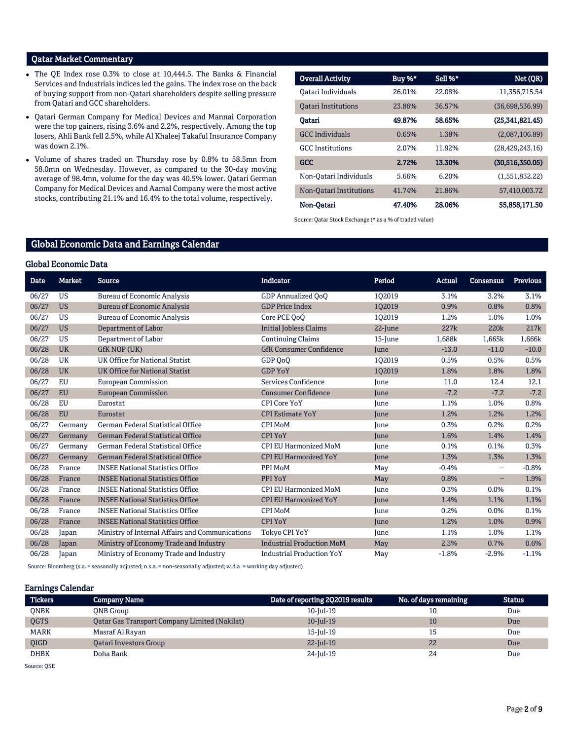## Qatar Market Commentary

- The QE Index rose 0.3% to close at 10,444.5. The Banks & Financial Services and Industrials indices led the gains. The index rose on the back of buying support from non-Qatari shareholders despite selling pressure from Qatari and GCC shareholders.
- Qatari German Company for Medical Devices and Mannai Corporation were the top gainers, rising 3.6% and 2.2%, respectively. Among the top losers, Ahli Bank fell 2.5%, while Al Khaleej Takaful Insurance Company was down 2.1%.
- Volume of shares traded on Thursday rose by 0.8% to 58.5mn from 58.0mn on Wednesday. However, as compared to the 30-day moving average of 98.4mn, volume for the day was 40.5% lower. Qatari German Company for Medical Devices and Aamal Company were the most active stocks, contributing 21.1% and 16.4% to the total volume, respectively.

| Overall Activity | Buy %* | Sell %* | Net (QR) |
|---|---|---|---|
| Qatari Individuals | 26.01% | 22.08% | 11,356,715.54 |
| Qatari Institutions | 23.86% | 36.57% | (36,698,536.99) |
| **Qatari** | **49.87%** | **58.65%** | **(25,341,821.45)** |
| GCC Individuals | 0.65% | 1.38% | (2,087,106.89) |
| GCC Institutions | 2.07% | 11.92% | (28,429,243.16) |
| **GCC** | **2.72%** | **13.30%** | **(30,516,350.05)** |
| Non-Qatari Individuals | 5.66% | 6.20% | (1,551,832.22) |
| Non-Qatari Institutions | 41.74% | 21.86% | 57,410,003.72 |
| **Non-Qatari** | **47.40%** | **28.06%** | **55,858,171.50** |

Source: Qatar Stock Exchange (* as a % of traded value)

## Global Economic Data and Earnings Calendar

### Global Economic Data

| Date | Market | Source | Indicator | Period | Actual | Consensus | Previous |
|---|---|---|---|---|---|---|---|
| 06/27 | US | Bureau of Economic Analysis | GDP Annualized QoQ | 1Q2019 | 3.1% | 3.2% | 3.1% |
| 06/27 | US | Bureau of Economic Analysis | GDP Price Index | 1Q2019 | 0.9% | 0.8% | 0.8% |
| 06/27 | US | Bureau of Economic Analysis | Core PCE QoQ | 1Q2019 | 1.2% | 1.0% | 1.0% |
| 06/27 | US | Department of Labor | Initial Jobless Claims | 22-June | 227k | 220k | 217k |
| 06/27 | US | Department of Labor | Continuing Claims | 15-June | 1,688k | 1,665k | 1,666k |
| 06/28 | UK | GfK NOP (UK) | GfK Consumer Confidence | June | -13.0 | -11.0 | -10.0 |
| 06/28 | UK | UK Office for National Statist | GDP QoQ | 1Q2019 | 0.5% | 0.5% | 0.5% |
| 06/28 | UK | UK Office for National Statist | GDP YoY | 1Q2019 | 1.8% | 1.8% | 1.8% |
| 06/27 | EU | European Commission | Services Confidence | June | 11.0 | 12.4 | 12.1 |
| 06/27 | EU | European Commission | Consumer Confidence | June | -7.2 | -7.2 | -7.2 |
| 06/28 | EU | Eurostat | CPI Core YoY | June | 1.1% | 1.0% | 0.8% |
| 06/28 | EU | Eurostat | CPI Estimate YoY | June | 1.2% | 1.2% | 1.2% |
| 06/27 | Germany | German Federal Statistical Office | CPI MoM | June | 0.3% | 0.2% | 0.2% |
| 06/27 | Germany | German Federal Statistical Office | CPI YoY | June | 1.6% | 1.4% | 1.4% |
| 06/27 | Germany | German Federal Statistical Office | CPI EU Harmonized MoM | June | 0.1% | 0.1% | 0.3% |
| 06/27 | Germany | German Federal Statistical Office | CPI EU Harmonized YoY | June | 1.3% | 1.3% | 1.3% |
| 06/28 | France | INSEE National Statistics Office | PPI MoM | May | -0.4% | – | -0.8% |
| 06/28 | France | INSEE National Statistics Office | PPI YoY | May | 0.8% | – | 1.9% |
| 06/28 | France | INSEE National Statistics Office | CPI EU Harmonized MoM | June | 0.3% | 0.0% | 0.1% |
| 06/28 | France | INSEE National Statistics Office | CPI EU Harmonized YoY | June | 1.4% | 1.1% | 1.1% |
| 06/28 | France | INSEE National Statistics Office | CPI MoM | June | 0.2% | 0.0% | 0.1% |
| 06/28 | France | INSEE National Statistics Office | CPI YoY | June | 1.2% | 1.0% | 0.9% |
| 06/28 | Japan | Ministry of Internal Affairs and Communications | Tokyo CPI YoY | June | 1.1% | 1.0% | 1.1% |
| 06/28 | Japan | Ministry of Economy Trade and Industry | Industrial Production MoM | May | 2.3% | 0.7% | 0.6% |
| 06/28 | Japan | Ministry of Economy Trade and Industry | Industrial Production YoY | May | -1.8% | -2.9% | -1.1% |

Source: Bloomberg (s.a. = seasonally adjusted; n.s.a. = non-seasonally adjusted; w.d.a. = working day adjusted)

### Earnings Calendar

| Tickers | Company Name | Date of reporting 2Q2019 results | No. of days remaining | Status |
|---|---|---|---|---|
| QNBK | QNB Group | 10-Jul-19 | 10 | Due |
| QGTS | Qatar Gas Transport Company Limited (Nakilat) | 10-Jul-19 | 10 | Due |
| MARK | Masraf Al Rayan | 15-Jul-19 | 15 | Due |
| QIGD | Qatari Investors Group | 22-Jul-19 | 22 | Due |
| DHBK | Doha Bank | 24-Jul-19 | 24 | Due |

Source: QSE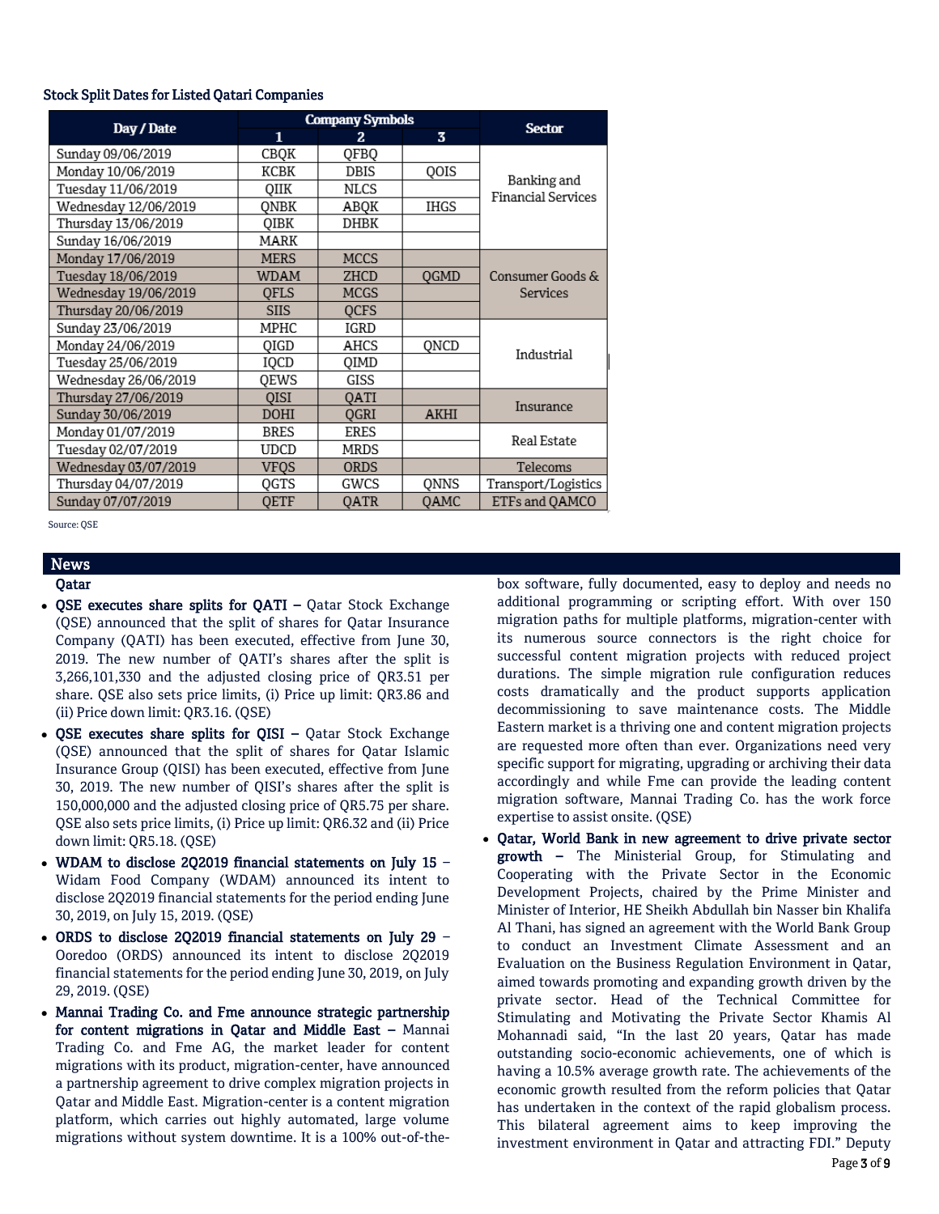### Stock Split Dates for Listed Qatari Companies

| Day / Date | Company Symbols | | | Sector |
|---|---|---|---|---|
| | 1 | 2 | 3 | |
| Sunday 09/06/2019 | CBQK | QFBQ | | Banking and Financial Services |
| Monday 10/06/2019 | KCBK | DBIS | QOIS | |
| Tuesday 11/06/2019 | QIIK | NLCS | | |
| Wednesday 12/06/2019 | QNBK | ABQK | IHGS | |
| Thursday 13/06/2019 | QIBK | DHBK | | |
| Sunday 16/06/2019 | MARK | | | |
| Monday 17/06/2019 | MERS | MCCS | | Consumer Goods & Services |
| Tuesday 18/06/2019 | WDAM | ZHCD | QGMD | |
| Wednesday 19/06/2019 | QFLS | MCGS | | |
| Thursday 20/06/2019 | SIIS | QCFS | | |
| Sunday 23/06/2019 | MPHC | IGRD | | Industrial |
| Monday 24/06/2019 | QIGD | AHCS | QNCD | |
| Tuesday 25/06/2019 | IQCD | QIMD | | |
| Wednesday 26/06/2019 | QEWS | GISS | | |
| Thursday 27/06/2019 | QISI | QATI | | Insurance |
| Sunday 30/06/2019 | DOHI | QGRI | AKHI | |
| Monday 01/07/2019 | BRES | ERES | | Real Estate |
| Tuesday 02/07/2019 | UDCD | MRDS | | |
| Wednesday 03/07/2019 | VFQS | ORDS | | Telecoms |
| Thursday 04/07/2019 | QGTS | GWCS | QNNS | Transport/Logistics |
| Sunday 07/07/2019 | QETF | QATR | QAMC | ETFs and QAMCO |

Source: QSE

## News

### Qatar

- **QSE executes share splits for QATI –** Qatar Stock Exchange (QSE) announced that the split of shares for Qatar Insurance Company (QATI) has been executed, effective from June 30, 2019. The new number of QATI's shares after the split is 3,266,101,330 and the adjusted closing price of QR3.51 per share. QSE also sets price limits, (i) Price up limit: QR3.86 and (ii) Price down limit: QR3.16. (QSE)
- **QSE executes share splits for QISI –** Qatar Stock Exchange (QSE) announced that the split of shares for Qatar Islamic Insurance Group (QISI) has been executed, effective from June 30, 2019. The new number of QISI's shares after the split is 150,000,000 and the adjusted closing price of QR5.75 per share. QSE also sets price limits, (i) Price up limit: QR6.32 and (ii) Price down limit: QR5.18. (QSE)
- **WDAM to disclose 2Q2019 financial statements on July 15 –** Widam Food Company (WDAM) announced its intent to disclose 2Q2019 financial statements for the period ending June 30, 2019, on July 15, 2019. (QSE)
- **ORDS to disclose 2Q2019 financial statements on July 29 –** Ooredoo (ORDS) announced its intent to disclose 2Q2019 financial statements for the period ending June 30, 2019, on July 29, 2019. (QSE)
- **Mannai Trading Co. and Fme announce strategic partnership for content migrations in Qatar and Middle East –** Mannai Trading Co. and Fme AG, the market leader for content migrations with its product, migration-center, have announced a partnership agreement to drive complex migration projects in Qatar and Middle East. Migration-center is a content migration platform, which carries out highly automated, large volume migrations without system downtime. It is a 100% out-of-the-box software, fully documented, easy to deploy and needs no additional programming or scripting effort. With over 150 migration paths for multiple platforms, migration-center with its numerous source connectors is the right choice for successful content migration projects with reduced project durations. The simple migration rule configuration reduces costs dramatically and the product supports application decommissioning to save maintenance costs. The Middle Eastern market is a thriving one and content migration projects are requested more often than ever. Organizations need very specific support for migrating, upgrading or archiving their data accordingly and while Fme can provide the leading content migration software, Mannai Trading Co. has the work force expertise to assist onsite. (QSE)
- **Qatar, World Bank in new agreement to drive private sector growth –** The Ministerial Group, for Stimulating and Cooperating with the Private Sector in the Economic Development Projects, chaired by the Prime Minister and Minister of Interior, HE Sheikh Abdullah bin Nasser bin Khalifa Al Thani, has signed an agreement with the World Bank Group to conduct an Investment Climate Assessment and an Evaluation on the Business Regulation Environment in Qatar, aimed towards promoting and expanding growth driven by the private sector. Head of the Technical Committee for Stimulating and Motivating the Private Sector Khamis Al Mohannadi said, "In the last 20 years, Qatar has made outstanding socio-economic achievements, one of which is having a 10.5% average growth rate. The achievements of the economic growth resulted from the reform policies that Qatar has undertaken in the context of the rapid globalism process. This bilateral agreement aims to keep improving the investment environment in Qatar and attracting FDI." Deputy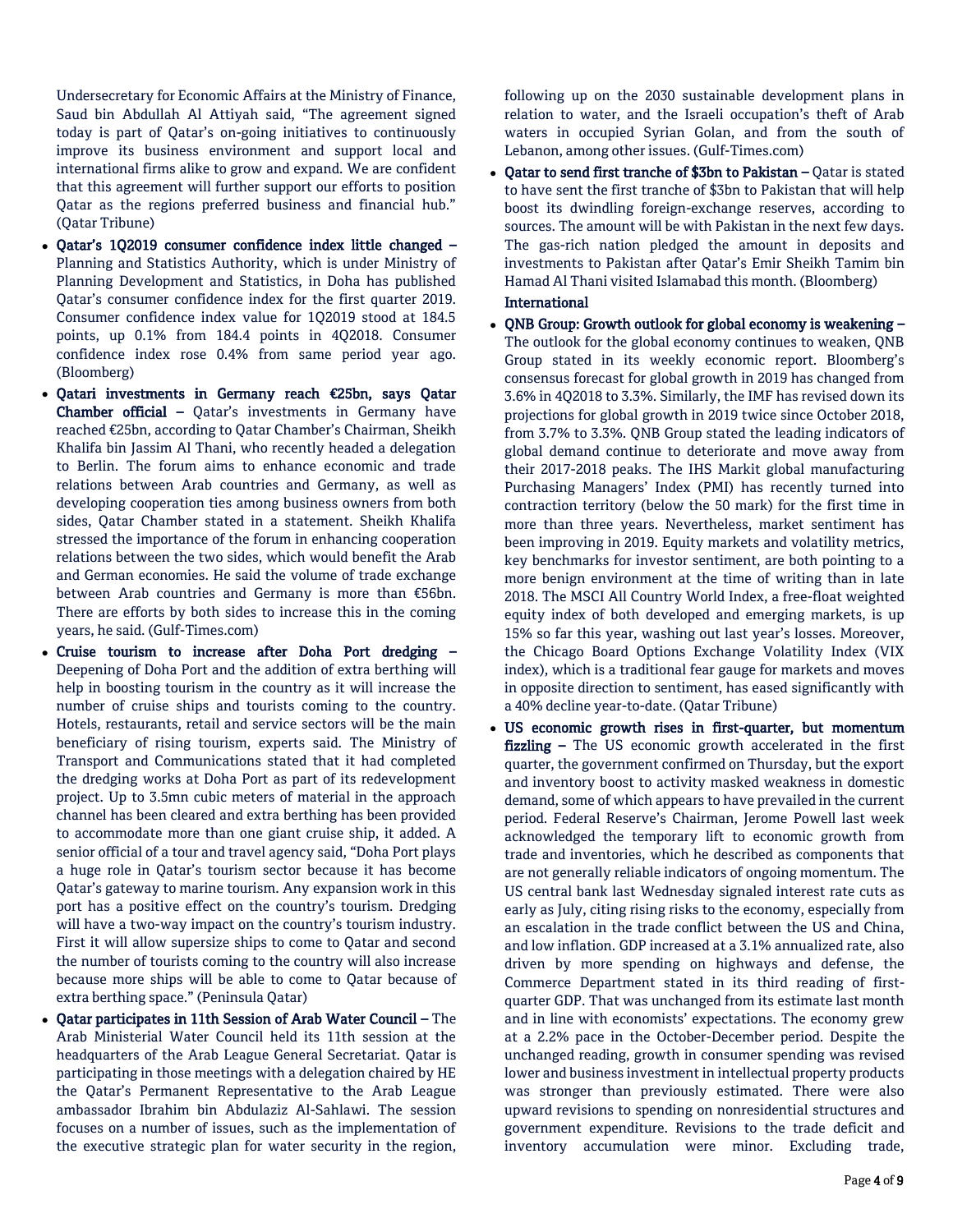Undersecretary for Economic Affairs at the Ministry of Finance, Saud bin Abdullah Al Attiyah said, "The agreement signed today is part of Qatar's on-going initiatives to continuously improve its business environment and support local and international firms alike to grow and expand. We are confident that this agreement will further support our efforts to position Qatar as the regions preferred business and financial hub." (Qatar Tribune)

- **Qatar's 1Q2019 consumer confidence index little changed –** Planning and Statistics Authority, which is under Ministry of Planning Development and Statistics, in Doha has published Qatar's consumer confidence index for the first quarter 2019. Consumer confidence index value for 1Q2019 stood at 184.5 points, up 0.1% from 184.4 points in 4Q2018. Consumer confidence index rose 0.4% from same period year ago. (Bloomberg)
- **Qatari investments in Germany reach €25bn, says Qatar Chamber official –** Qatar's investments in Germany have reached €25bn, according to Qatar Chamber's Chairman, Sheikh Khalifa bin Jassim Al Thani, who recently headed a delegation to Berlin. The forum aims to enhance economic and trade relations between Arab countries and Germany, as well as developing cooperation ties among business owners from both sides, Qatar Chamber stated in a statement. Sheikh Khalifa stressed the importance of the forum in enhancing cooperation relations between the two sides, which would benefit the Arab and German economies. He said the volume of trade exchange between Arab countries and Germany is more than €56bn. There are efforts by both sides to increase this in the coming years, he said. (Gulf-Times.com)
- **Cruise tourism to increase after Doha Port dredging –** Deepening of Doha Port and the addition of extra berthing will help in boosting tourism in the country as it will increase the number of cruise ships and tourists coming to the country. Hotels, restaurants, retail and service sectors will be the main beneficiary of rising tourism, experts said. The Ministry of Transport and Communications stated that it had completed the dredging works at Doha Port as part of its redevelopment project. Up to 3.5mn cubic meters of material in the approach channel has been cleared and extra berthing has been provided to accommodate more than one giant cruise ship, it added. A senior official of a tour and travel agency said, "Doha Port plays a huge role in Qatar's tourism sector because it has become Qatar's gateway to marine tourism. Any expansion work in this port has a positive effect on the country's tourism. Dredging will have a two-way impact on the country's tourism industry. First it will allow supersize ships to come to Qatar and second the number of tourists coming to the country will also increase because more ships will be able to come to Qatar because of extra berthing space." (Peninsula Qatar)
- **Qatar participates in 11th Session of Arab Water Council –** The Arab Ministerial Water Council held its 11th session at the headquarters of the Arab League General Secretariat. Qatar is participating in those meetings with a delegation chaired by HE the Qatar's Permanent Representative to the Arab League ambassador Ibrahim bin Abdulaziz Al-Sahlawi. The session focuses on a number of issues, such as the implementation of the executive strategic plan for water security in the region, following up on the 2030 sustainable development plans in relation to water, and the Israeli occupation's theft of Arab waters in occupied Syrian Golan, and from the south of Lebanon, among other issues. (Gulf-Times.com)
- **Qatar to send first tranche of $3bn to Pakistan –** Qatar is stated to have sent the first tranche of $3bn to Pakistan that will help boost its dwindling foreign-exchange reserves, according to sources. The amount will be with Pakistan in the next few days. The gas-rich nation pledged the amount in deposits and investments to Pakistan after Qatar's Emir Sheikh Tamim bin Hamad Al Thani visited Islamabad this month. (Bloomberg)

**International**

- **QNB Group: Growth outlook for global economy is weakening –** The outlook for the global economy continues to weaken, QNB Group stated in its weekly economic report. Bloomberg's consensus forecast for global growth in 2019 has changed from 3.6% in 4Q2018 to 3.3%. Similarly, the IMF has revised down its projections for global growth in 2019 twice since October 2018, from 3.7% to 3.3%. QNB Group stated the leading indicators of global demand continue to deteriorate and move away from their 2017-2018 peaks. The IHS Markit global manufacturing Purchasing Managers' Index (PMI) has recently turned into contraction territory (below the 50 mark) for the first time in more than three years. Nevertheless, market sentiment has been improving in 2019. Equity markets and volatility metrics, key benchmarks for investor sentiment, are both pointing to a more benign environment at the time of writing than in late 2018. The MSCI All Country World Index, a free-float weighted equity index of both developed and emerging markets, is up 15% so far this year, washing out last year's losses. Moreover, the Chicago Board Options Exchange Volatility Index (VIX index), which is a traditional fear gauge for markets and moves in opposite direction to sentiment, has eased significantly with a 40% decline year-to-date. (Qatar Tribune)
- **US economic growth rises in first-quarter, but momentum fizzling –** The US economic growth accelerated in the first quarter, the government confirmed on Thursday, but the export and inventory boost to activity masked weakness in domestic demand, some of which appears to have prevailed in the current period. Federal Reserve's Chairman, Jerome Powell last week acknowledged the temporary lift to economic growth from trade and inventories, which he described as components that are not generally reliable indicators of ongoing momentum. The US central bank last Wednesday signaled interest rate cuts as early as July, citing rising risks to the economy, especially from an escalation in the trade conflict between the US and China, and low inflation. GDP increased at a 3.1% annualized rate, also driven by more spending on highways and defense, the Commerce Department stated in its third reading of first-quarter GDP. That was unchanged from its estimate last month and in line with economists' expectations. The economy grew at a 2.2% pace in the October-December period. Despite the unchanged reading, growth in consumer spending was revised lower and business investment in intellectual property products was stronger than previously estimated. There were also upward revisions to spending on nonresidential structures and government expenditure. Revisions to the trade deficit and inventory accumulation were minor. Excluding trade,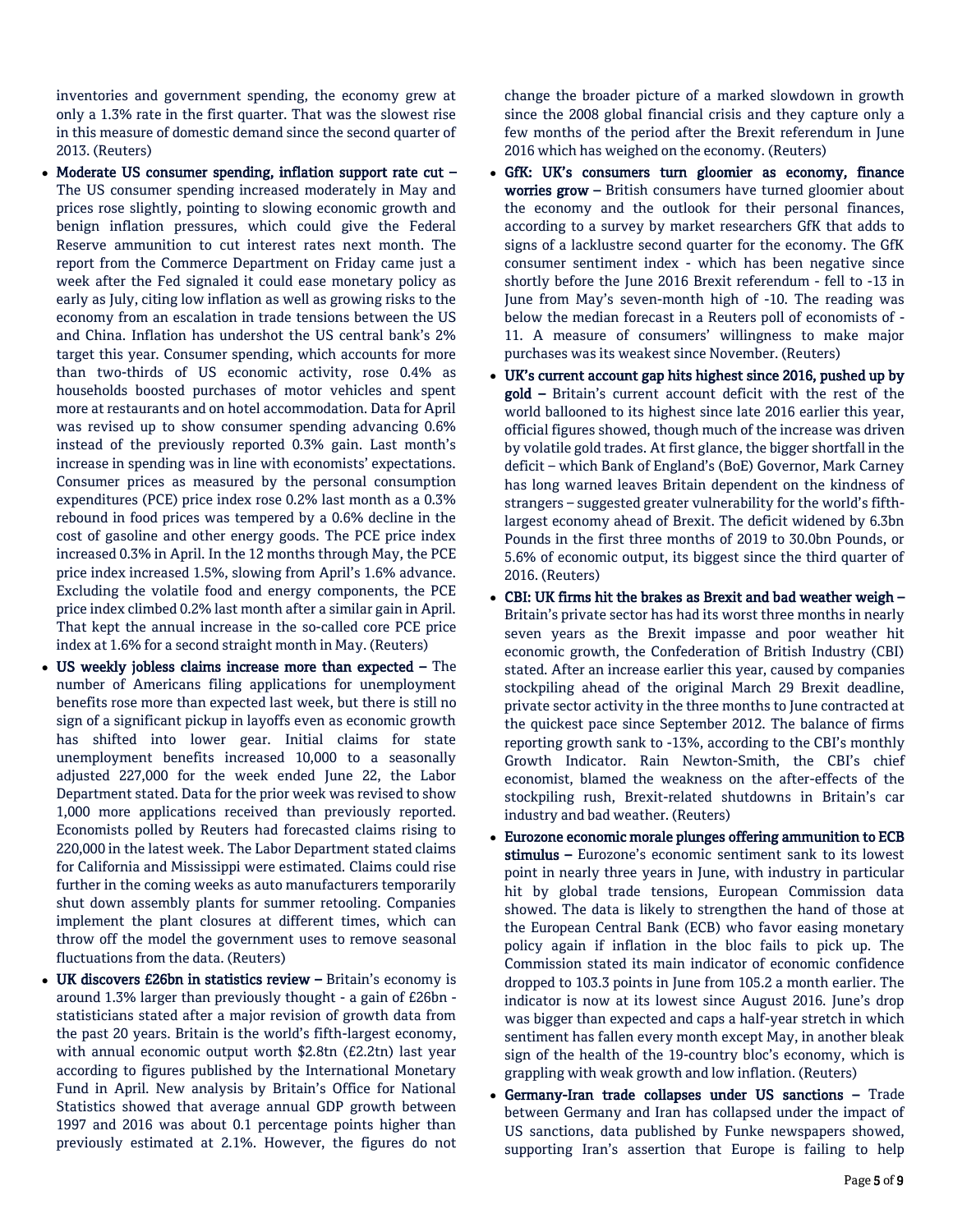inventories and government spending, the economy grew at only a 1.3% rate in the first quarter. That was the slowest rise in this measure of domestic demand since the second quarter of 2013. (Reuters)

- **Moderate US consumer spending, inflation support rate cut –** The US consumer spending increased moderately in May and prices rose slightly, pointing to slowing economic growth and benign inflation pressures, which could give the Federal Reserve ammunition to cut interest rates next month. The report from the Commerce Department on Friday came just a week after the Fed signaled it could ease monetary policy as early as July, citing low inflation as well as growing risks to the economy from an escalation in trade tensions between the US and China. Inflation has undershot the US central bank's 2% target this year. Consumer spending, which accounts for more than two-thirds of US economic activity, rose 0.4% as households boosted purchases of motor vehicles and spent more at restaurants and on hotel accommodation. Data for April was revised up to show consumer spending advancing 0.6% instead of the previously reported 0.3% gain. Last month's increase in spending was in line with economists' expectations. Consumer prices as measured by the personal consumption expenditures (PCE) price index rose 0.2% last month as a 0.3% rebound in food prices was tempered by a 0.6% decline in the cost of gasoline and other energy goods. The PCE price index increased 0.3% in April. In the 12 months through May, the PCE price index increased 1.5%, slowing from April's 1.6% advance. Excluding the volatile food and energy components, the PCE price index climbed 0.2% last month after a similar gain in April. That kept the annual increase in the so-called core PCE price index at 1.6% for a second straight month in May. (Reuters)
- **US weekly jobless claims increase more than expected –** The number of Americans filing applications for unemployment benefits rose more than expected last week, but there is still no sign of a significant pickup in layoffs even as economic growth has shifted into lower gear. Initial claims for state unemployment benefits increased 10,000 to a seasonally adjusted 227,000 for the week ended June 22, the Labor Department stated. Data for the prior week was revised to show 1,000 more applications received than previously reported. Economists polled by Reuters had forecasted claims rising to 220,000 in the latest week. The Labor Department stated claims for California and Mississippi were estimated. Claims could rise further in the coming weeks as auto manufacturers temporarily shut down assembly plants for summer retooling. Companies implement the plant closures at different times, which can throw off the model the government uses to remove seasonal fluctuations from the data. (Reuters)
- **UK discovers £26bn in statistics review –** Britain's economy is around 1.3% larger than previously thought - a gain of £26bn - statisticians stated after a major revision of growth data from the past 20 years. Britain is the world's fifth-largest economy, with annual economic output worth $2.8tn (£2.2tn) last year according to figures published by the International Monetary Fund in April. New analysis by Britain's Office for National Statistics showed that average annual GDP growth between 1997 and 2016 was about 0.1 percentage points higher than previously estimated at 2.1%. However, the figures do not change the broader picture of a marked slowdown in growth since the 2008 global financial crisis and they capture only a few months of the period after the Brexit referendum in June 2016 which has weighed on the economy. (Reuters)
- **GfK: UK's consumers turn gloomier as economy, finance worries grow –** British consumers have turned gloomier about the economy and the outlook for their personal finances, according to a survey by market researchers GfK that adds to signs of a lacklustre second quarter for the economy. The GfK consumer sentiment index - which has been negative since shortly before the June 2016 Brexit referendum - fell to -13 in June from May's seven-month high of -10. The reading was below the median forecast in a Reuters poll of economists of -11. A measure of consumers' willingness to make major purchases was its weakest since November. (Reuters)
- **UK's current account gap hits highest since 2016, pushed up by gold –** Britain's current account deficit with the rest of the world ballooned to its highest since late 2016 earlier this year, official figures showed, though much of the increase was driven by volatile gold trades. At first glance, the bigger shortfall in the deficit – which Bank of England's (BoE) Governor, Mark Carney has long warned leaves Britain dependent on the kindness of strangers – suggested greater vulnerability for the world's fifth-largest economy ahead of Brexit. The deficit widened by 6.3bn Pounds in the first three months of 2019 to 30.0bn Pounds, or 5.6% of economic output, its biggest since the third quarter of 2016. (Reuters)
- **CBI: UK firms hit the brakes as Brexit and bad weather weigh –** Britain's private sector has had its worst three months in nearly seven years as the Brexit impasse and poor weather hit economic growth, the Confederation of British Industry (CBI) stated. After an increase earlier this year, caused by companies stockpiling ahead of the original March 29 Brexit deadline, private sector activity in the three months to June contracted at the quickest pace since September 2012. The balance of firms reporting growth sank to -13%, according to the CBI's monthly Growth Indicator. Rain Newton-Smith, the CBI's chief economist, blamed the weakness on the after-effects of the stockpiling rush, Brexit-related shutdowns in Britain's car industry and bad weather. (Reuters)
- **Eurozone economic morale plunges offering ammunition to ECB stimulus –** Eurozone's economic sentiment sank to its lowest point in nearly three years in June, with industry in particular hit by global trade tensions, European Commission data showed. The data is likely to strengthen the hand of those at the European Central Bank (ECB) who favor easing monetary policy again if inflation in the bloc fails to pick up. The Commission stated its main indicator of economic confidence dropped to 103.3 points in June from 105.2 a month earlier. The indicator is now at its lowest since August 2016. June's drop was bigger than expected and caps a half-year stretch in which sentiment has fallen every month except May, in another bleak sign of the health of the 19-country bloc's economy, which is grappling with weak growth and low inflation. (Reuters)
- **Germany-Iran trade collapses under US sanctions –** Trade between Germany and Iran has collapsed under the impact of US sanctions, data published by Funke newspapers showed, supporting Iran's assertion that Europe is failing to help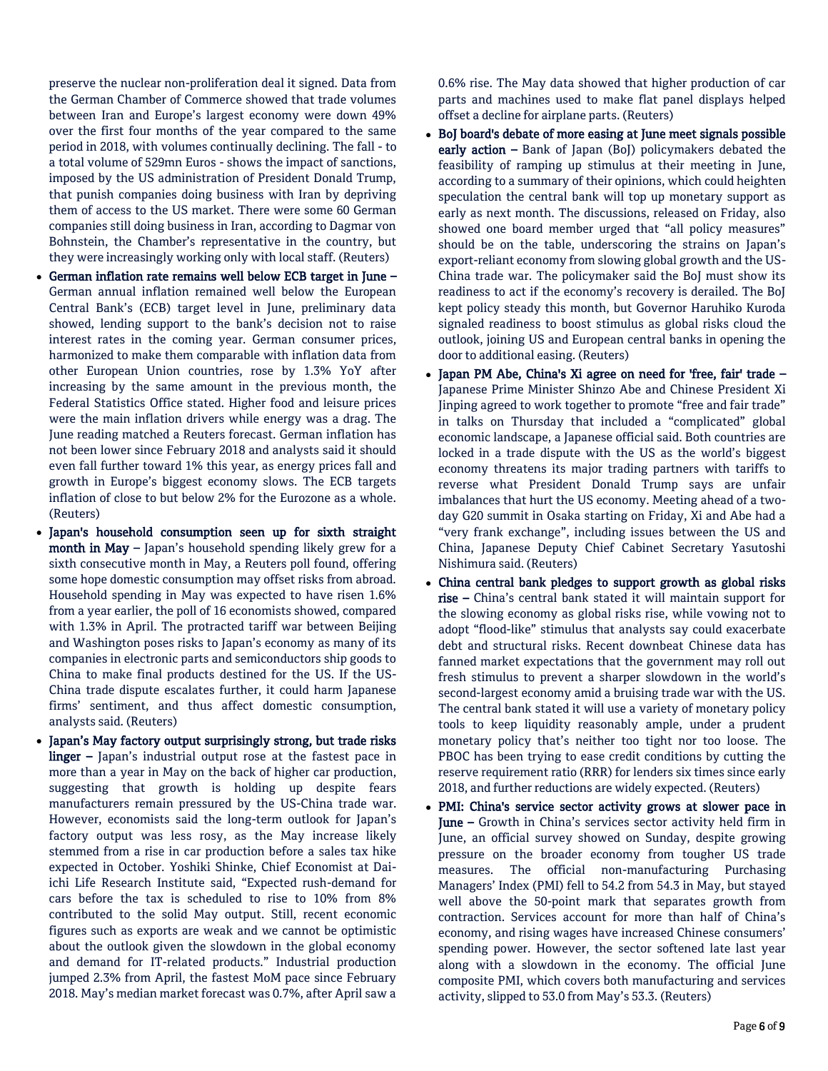preserve the nuclear non-proliferation deal it signed. Data from the German Chamber of Commerce showed that trade volumes between Iran and Europe's largest economy were down 49% over the first four months of the year compared to the same period in 2018, with volumes continually declining. The fall - to a total volume of 529mn Euros - shows the impact of sanctions, imposed by the US administration of President Donald Trump, that punish companies doing business with Iran by depriving them of access to the US market. There were some 60 German companies still doing business in Iran, according to Dagmar von Bohnstein, the Chamber's representative in the country, but they were increasingly working only with local staff. (Reuters)

- **German inflation rate remains well below ECB target in June –** German annual inflation remained well below the European Central Bank's (ECB) target level in June, preliminary data showed, lending support to the bank's decision not to raise interest rates in the coming year. German consumer prices, harmonized to make them comparable with inflation data from other European Union countries, rose by 1.3% YoY after increasing by the same amount in the previous month, the Federal Statistics Office stated. Higher food and leisure prices were the main inflation drivers while energy was a drag. The June reading matched a Reuters forecast. German inflation has not been lower since February 2018 and analysts said it should even fall further toward 1% this year, as energy prices fall and growth in Europe's biggest economy slows. The ECB targets inflation of close to but below 2% for the Eurozone as a whole. (Reuters)
- **Japan's household consumption seen up for sixth straight month in May –** Japan's household spending likely grew for a sixth consecutive month in May, a Reuters poll found, offering some hope domestic consumption may offset risks from abroad. Household spending in May was expected to have risen 1.6% from a year earlier, the poll of 16 economists showed, compared with 1.3% in April. The protracted tariff war between Beijing and Washington poses risks to Japan's economy as many of its companies in electronic parts and semiconductors ship goods to China to make final products destined for the US. If the US-China trade dispute escalates further, it could harm Japanese firms' sentiment, and thus affect domestic consumption, analysts said. (Reuters)
- **Japan's May factory output surprisingly strong, but trade risks linger –** Japan's industrial output rose at the fastest pace in more than a year in May on the back of higher car production, suggesting that growth is holding up despite fears manufacturers remain pressured by the US-China trade war. However, economists said the long-term outlook for Japan's factory output was less rosy, as the May increase likely stemmed from a rise in car production before a sales tax hike expected in October. Yoshiki Shinke, Chief Economist at Dai-ichi Life Research Institute said, "Expected rush-demand for cars before the tax is scheduled to rise to 10% from 8% contributed to the solid May output. Still, recent economic figures such as exports are weak and we cannot be optimistic about the outlook given the slowdown in the global economy and demand for IT-related products." Industrial production jumped 2.3% from April, the fastest MoM pace since February 2018. May's median market forecast was 0.7%, after April saw a 0.6% rise. The May data showed that higher production of car parts and machines used to make flat panel displays helped offset a decline for airplane parts. (Reuters)
- **BoJ board's debate of more easing at June meet signals possible early action –** Bank of Japan (BoJ) policymakers debated the feasibility of ramping up stimulus at their meeting in June, according to a summary of their opinions, which could heighten speculation the central bank will top up monetary support as early as next month. The discussions, released on Friday, also showed one board member urged that "all policy measures" should be on the table, underscoring the strains on Japan's export-reliant economy from slowing global growth and the US-China trade war. The policymaker said the BoJ must show its readiness to act if the economy's recovery is derailed. The BoJ kept policy steady this month, but Governor Haruhiko Kuroda signaled readiness to boost stimulus as global risks cloud the outlook, joining US and European central banks in opening the door to additional easing. (Reuters)
- **Japan PM Abe, China's Xi agree on need for 'free, fair' trade –** Japanese Prime Minister Shinzo Abe and Chinese President Xi Jinping agreed to work together to promote "free and fair trade" in talks on Thursday that included a "complicated" global economic landscape, a Japanese official said. Both countries are locked in a trade dispute with the US as the world's biggest economy threatens its major trading partners with tariffs to reverse what President Donald Trump says are unfair imbalances that hurt the US economy. Meeting ahead of a two-day G20 summit in Osaka starting on Friday, Xi and Abe had a "very frank exchange", including issues between the US and China, Japanese Deputy Chief Cabinet Secretary Yasutoshi Nishimura said. (Reuters)
- **China central bank pledges to support growth as global risks rise –** China's central bank stated it will maintain support for the slowing economy as global risks rise, while vowing not to adopt "flood-like" stimulus that analysts say could exacerbate debt and structural risks. Recent downbeat Chinese data has fanned market expectations that the government may roll out fresh stimulus to prevent a sharper slowdown in the world's second-largest economy amid a bruising trade war with the US. The central bank stated it will use a variety of monetary policy tools to keep liquidity reasonably ample, under a prudent monetary policy that's neither too tight nor too loose. The PBOC has been trying to ease credit conditions by cutting the reserve requirement ratio (RRR) for lenders six times since early 2018, and further reductions are widely expected. (Reuters)
- **PMI: China's service sector activity grows at slower pace in June –** Growth in China's services sector activity held firm in June, an official survey showed on Sunday, despite growing pressure on the broader economy from tougher US trade measures. The official non-manufacturing Purchasing Managers' Index (PMI) fell to 54.2 from 54.3 in May, but stayed well above the 50-point mark that separates growth from contraction. Services account for more than half of China's economy, and rising wages have increased Chinese consumers' spending power. However, the sector softened late last year along with a slowdown in the economy. The official June composite PMI, which covers both manufacturing and services activity, slipped to 53.0 from May's 53.3. (Reuters)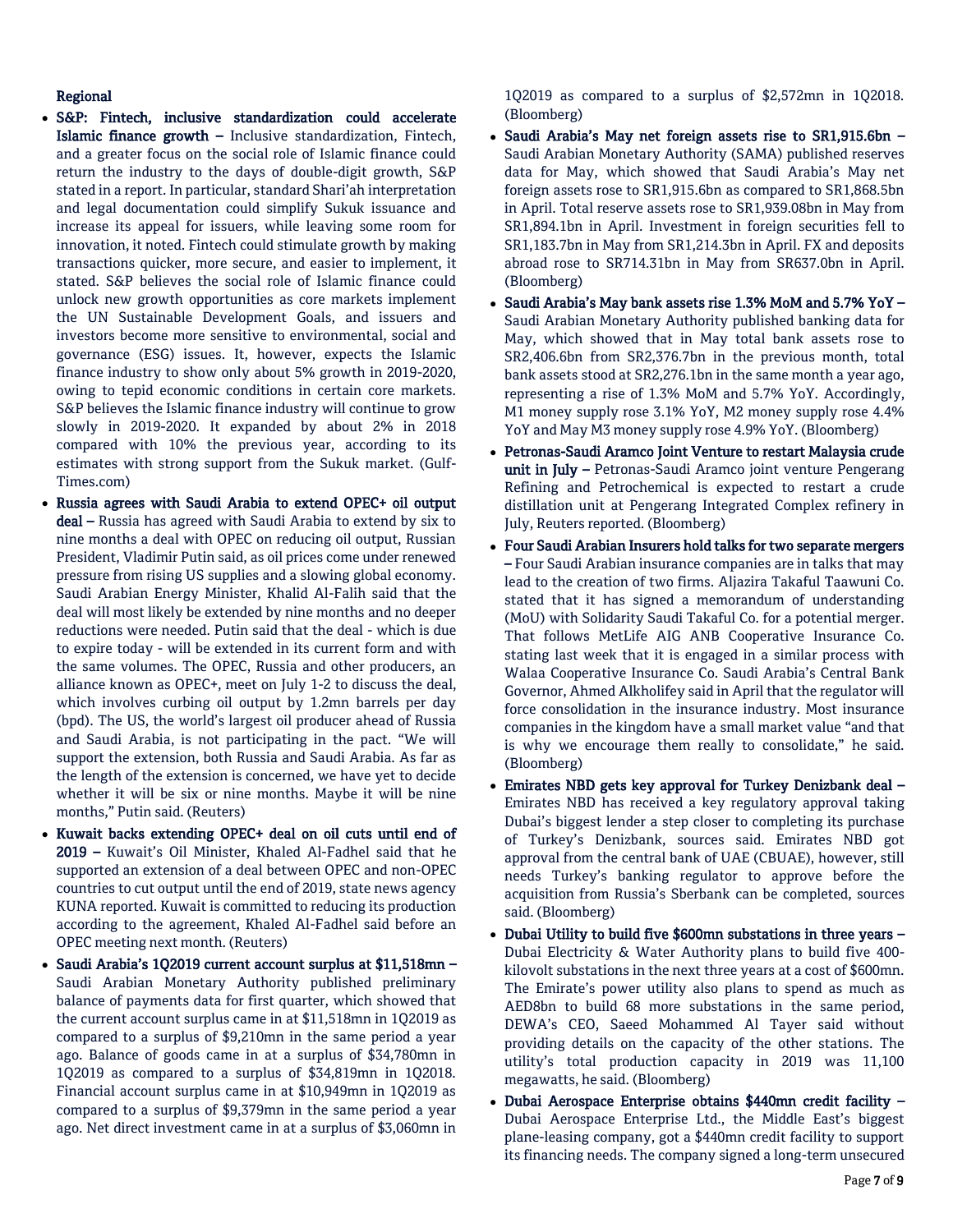## Regional

- **S&P: Fintech, inclusive standardization could accelerate Islamic finance growth –** Inclusive standardization, Fintech, and a greater focus on the social role of Islamic finance could return the industry to the days of double-digit growth, S&P stated in a report. In particular, standard Shari'ah interpretation and legal documentation could simplify Sukuk issuance and increase its appeal for issuers, while leaving some room for innovation, it noted. Fintech could stimulate growth by making transactions quicker, more secure, and easier to implement, it stated. S&P believes the social role of Islamic finance could unlock new growth opportunities as core markets implement the UN Sustainable Development Goals, and issuers and investors become more sensitive to environmental, social and governance (ESG) issues. It, however, expects the Islamic finance industry to show only about 5% growth in 2019-2020, owing to tepid economic conditions in certain core markets. S&P believes the Islamic finance industry will continue to grow slowly in 2019-2020. It expanded by about 2% in 2018 compared with 10% the previous year, according to its estimates with strong support from the Sukuk market. (Gulf-Times.com)
- **Russia agrees with Saudi Arabia to extend OPEC+ oil output deal –** Russia has agreed with Saudi Arabia to extend by six to nine months a deal with OPEC on reducing oil output, Russian President, Vladimir Putin said, as oil prices come under renewed pressure from rising US supplies and a slowing global economy. Saudi Arabian Energy Minister, Khalid Al-Falih said that the deal will most likely be extended by nine months and no deeper reductions were needed. Putin said that the deal - which is due to expire today - will be extended in its current form and with the same volumes. The OPEC, Russia and other producers, an alliance known as OPEC+, meet on July 1-2 to discuss the deal, which involves curbing oil output by 1.2mn barrels per day (bpd). The US, the world's largest oil producer ahead of Russia and Saudi Arabia, is not participating in the pact. "We will support the extension, both Russia and Saudi Arabia. As far as the length of the extension is concerned, we have yet to decide whether it will be six or nine months. Maybe it will be nine months," Putin said. (Reuters)
- **Kuwait backs extending OPEC+ deal on oil cuts until end of 2019 –** Kuwait's Oil Minister, Khaled Al-Fadhel said that he supported an extension of a deal between OPEC and non-OPEC countries to cut output until the end of 2019, state news agency KUNA reported. Kuwait is committed to reducing its production according to the agreement, Khaled Al-Fadhel said before an OPEC meeting next month. (Reuters)
- **Saudi Arabia's 1Q2019 current account surplus at $11,518mn –** Saudi Arabian Monetary Authority published preliminary balance of payments data for first quarter, which showed that the current account surplus came in at $11,518mn in 1Q2019 as compared to a surplus of $9,210mn in the same period a year ago. Balance of goods came in at a surplus of $34,780mn in 1Q2019 as compared to a surplus of $34,819mn in 1Q2018. Financial account surplus came in at $10,949mn in 1Q2019 as compared to a surplus of $9,379mn in the same period a year ago. Net direct investment came in at a surplus of $3,060mn in 1Q2019 as compared to a surplus of $2,572mn in 1Q2018. (Bloomberg)
- **Saudi Arabia's May net foreign assets rise to SR1,915.6bn –** Saudi Arabian Monetary Authority (SAMA) published reserves data for May, which showed that Saudi Arabia's May net foreign assets rose to SR1,915.6bn as compared to SR1,868.5bn in April. Total reserve assets rose to SR1,939.08bn in May from SR1,894.1bn in April. Investment in foreign securities fell to SR1,183.7bn in May from SR1,214.3bn in April. FX and deposits abroad rose to SR714.31bn in May from SR637.0bn in April. (Bloomberg)
- **Saudi Arabia's May bank assets rise 1.3% MoM and 5.7% YoY –** Saudi Arabian Monetary Authority published banking data for May, which showed that in May total bank assets rose to SR2,406.6bn from SR2,376.7bn in the previous month, total bank assets stood at SR2,276.1bn in the same month a year ago, representing a rise of 1.3% MoM and 5.7% YoY. Accordingly, M1 money supply rose 3.1% YoY, M2 money supply rose 4.4% YoY and May M3 money supply rose 4.9% YoY. (Bloomberg)
- **Petronas-Saudi Aramco Joint Venture to restart Malaysia crude unit in July –** Petronas-Saudi Aramco joint venture Pengerang Refining and Petrochemical is expected to restart a crude distillation unit at Pengerang Integrated Complex refinery in July, Reuters reported. (Bloomberg)
- **Four Saudi Arabian Insurers hold talks for two separate mergers –** Four Saudi Arabian insurance companies are in talks that may lead to the creation of two firms. Aljazira Takaful Taawuni Co. stated that it has signed a memorandum of understanding (MoU) with Solidarity Saudi Takaful Co. for a potential merger. That follows MetLife AIG ANB Cooperative Insurance Co. stating last week that it is engaged in a similar process with Walaa Cooperative Insurance Co. Saudi Arabia's Central Bank Governor, Ahmed Alkholifey said in April that the regulator will force consolidation in the insurance industry. Most insurance companies in the kingdom have a small market value "and that is why we encourage them really to consolidate," he said. (Bloomberg)
- **Emirates NBD gets key approval for Turkey Denizbank deal –** Emirates NBD has received a key regulatory approval taking Dubai's biggest lender a step closer to completing its purchase of Turkey's Denizbank, sources said. Emirates NBD got approval from the central bank of UAE (CBUAE), however, still needs Turkey's banking regulator to approve before the acquisition from Russia's Sberbank can be completed, sources said. (Bloomberg)
- **Dubai Utility to build five $600mn substations in three years –** Dubai Electricity & Water Authority plans to build five 400-kilovolt substations in the next three years at a cost of $600mn. The Emirate's power utility also plans to spend as much as AED8bn to build 68 more substations in the same period, DEWA's CEO, Saeed Mohammed Al Tayer said without providing details on the capacity of the other stations. The utility's total production capacity in 2019 was 11,100 megawatts, he said. (Bloomberg)
- **Dubai Aerospace Enterprise obtains $440mn credit facility –** Dubai Aerospace Enterprise Ltd., the Middle East's biggest plane-leasing company, got a $440mn credit facility to support its financing needs. The company signed a long-term unsecured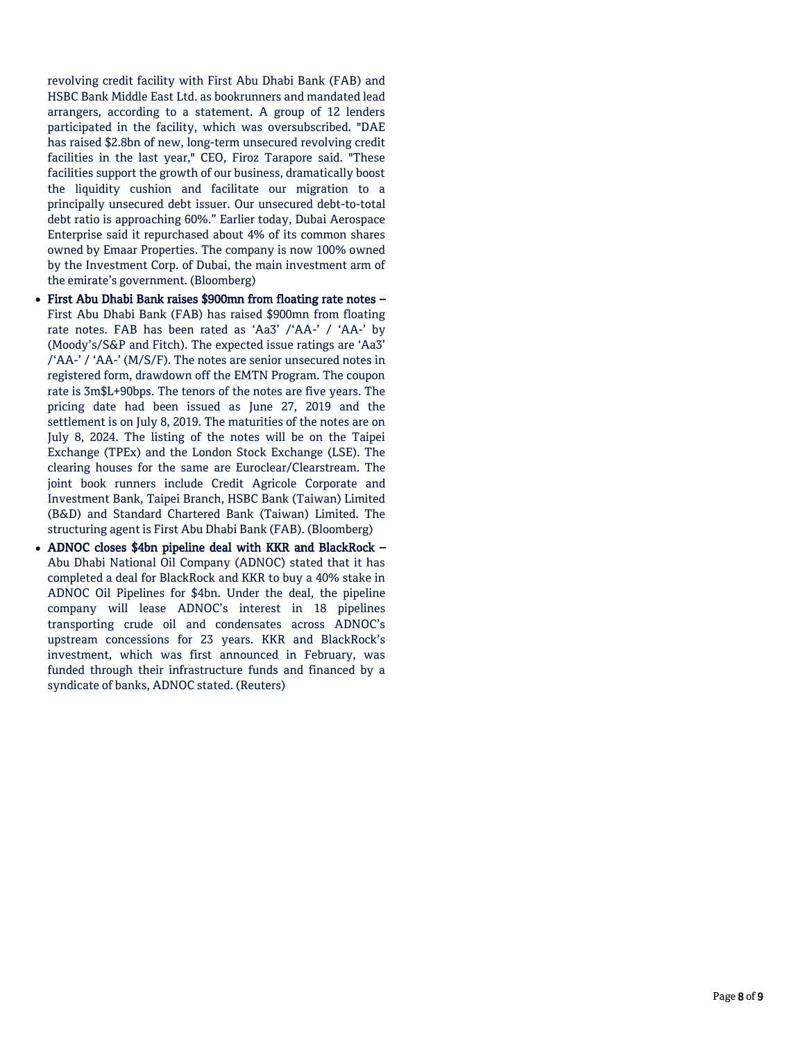revolving credit facility with First Abu Dhabi Bank (FAB) and HSBC Bank Middle East Ltd. as bookrunners and mandated lead arrangers, according to a statement. A group of 12 lenders participated in the facility, which was oversubscribed. "DAE has raised $2.8bn of new, long-term unsecured revolving credit facilities in the last year," CEO, Firoz Tarapore said. "These facilities support the growth of our business, dramatically boost the liquidity cushion and facilitate our migration to a principally unsecured debt issuer. Our unsecured debt-to-total debt ratio is approaching 60%." Earlier today, Dubai Aerospace Enterprise said it repurchased about 4% of its common shares owned by Emaar Properties. The company is now 100% owned by the Investment Corp. of Dubai, the main investment arm of the emirate's government. (Bloomberg)

- **First Abu Dhabi Bank raises $900mn from floating rate notes –** First Abu Dhabi Bank (FAB) has raised $900mn from floating rate notes. FAB has been rated as 'Aa3' /'AA-' / 'AA-' by (Moody's/S&P and Fitch). The expected issue ratings are 'Aa3' /'AA-' / 'AA-' (M/S/F). The notes are senior unsecured notes in registered form, drawdown off the EMTN Program. The coupon rate is 3m$L+90bps. The tenors of the notes are five years. The pricing date had been issued as June 27, 2019 and the settlement is on July 8, 2019. The maturities of the notes are on July 8, 2024. The listing of the notes will be on the Taipei Exchange (TPEx) and the London Stock Exchange (LSE). The clearing houses for the same are Euroclear/Clearstream. The joint book runners include Credit Agricole Corporate and Investment Bank, Taipei Branch, HSBC Bank (Taiwan) Limited (B&D) and Standard Chartered Bank (Taiwan) Limited. The structuring agent is First Abu Dhabi Bank (FAB). (Bloomberg)
- **ADNOC closes $4bn pipeline deal with KKR and BlackRock –** Abu Dhabi National Oil Company (ADNOC) stated that it has completed a deal for BlackRock and KKR to buy a 40% stake in ADNOC Oil Pipelines for $4bn. Under the deal, the pipeline company will lease ADNOC's interest in 18 pipelines transporting crude oil and condensates across ADNOC's upstream concessions for 23 years. KKR and BlackRock's investment, which was first announced in February, was funded through their infrastructure funds and financed by a syndicate of banks, ADNOC stated. (Reuters)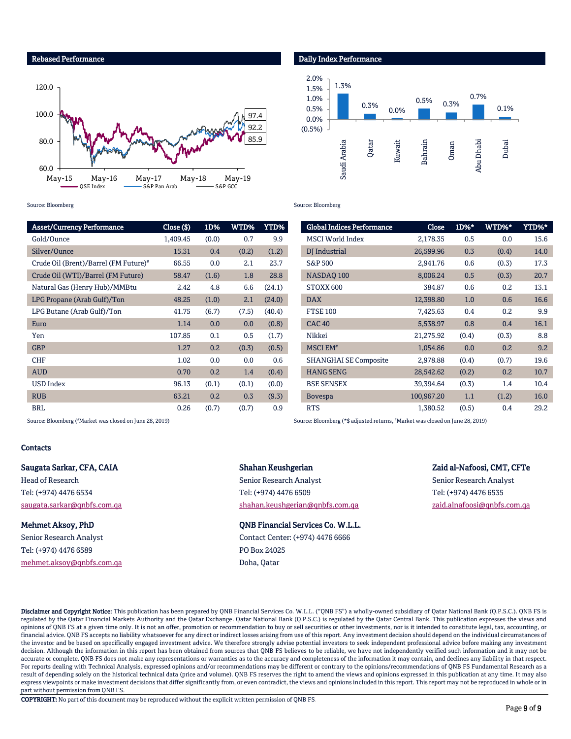## Rebased Performance

120.0
100.0
80.0
60.0
May-15 May-16 May-17 May-18 May-19
97.4
92.2
85.9
QSE Index S&P Pan Arab S&P GCC

Source: Bloomberg

## Daily Index Performance

2.0%
1.5%
1.0%
0.5%
0.0%
(0.5%)
1.3% 0.3% 0.0% 0.5% 0.3% 0.7% 0.1%
Saudi Arabia Qatar Kuwait Bahrain Oman Abu Dhabi Dubai

Source: Bloomberg

| Asset/Currency Performance | Close ($) | 1D% | WTD% | YTD% |
|---|---|---|---|---|
| Gold/Ounce | 1,409.45 | (0.0) | 0.7 | 9.9 |
| Silver/Ounce | 15.31 | 0.4 | (0.2) | (1.2) |
| Crude Oil (Brent)/Barrel (FM Future)# | 66.55 | 0.0 | 2.1 | 23.7 |
| Crude Oil (WTI)/Barrel (FM Future) | 58.47 | (1.6) | 1.8 | 28.8 |
| Natural Gas (Henry Hub)/MMBtu | 2.42 | 4.8 | 6.6 | (24.1) |
| LPG Propane (Arab Gulf)/Ton | 48.25 | (1.0) | 2.1 | (24.0) |
| LPG Butane (Arab Gulf)/Ton | 41.75 | (6.7) | (7.5) | (40.4) |
| Euro | 1.14 | 0.0 | 0.0 | (0.8) |
| Yen | 107.85 | 0.1 | 0.5 | (1.7) |
| GBP | 1.27 | 0.2 | (0.3) | (0.5) |
| CHF | 1.02 | 0.0 | 0.0 | 0.6 |
| AUD | 0.70 | 0.2 | 1.4 | (0.4) |
| USD Index | 96.13 | (0.1) | (0.1) | (0.0) |
| RUB | 63.21 | 0.2 | 0.3 | (9.3) |
| BRL | 0.26 | (0.7) | (0.7) | 0.9 |

Source: Bloomberg (#Market was closed on June 28, 2019)

| Global Indices Performance | Close | 1D%* | WTD%* | YTD%* |
|---|---|---|---|---|
| MSCI World Index | 2,178.35 | 0.5 | 0.0 | 15.6 |
| DJ Industrial | 26,599.96 | 0.3 | (0.4) | 14.0 |
| S&P 500 | 2,941.76 | 0.6 | (0.3) | 17.3 |
| NASDAQ 100 | 8,006.24 | 0.5 | (0.3) | 20.7 |
| STOXX 600 | 384.87 | 0.6 | 0.2 | 13.1 |
| DAX | 12,398.80 | 1.0 | 0.6 | 16.6 |
| FTSE 100 | 7,425.63 | 0.4 | 0.2 | 9.9 |
| CAC 40 | 5,538.97 | 0.8 | 0.4 | 16.1 |
| Nikkei | 21,275.92 | (0.4) | (0.3) | 8.8 |
| MSCI EM# | 1,054.86 | 0.0 | 0.2 | 9.2 |
| SHANGHAI SE Composite | 2,978.88 | (0.4) | (0.7) | 19.6 |
| HANG SENG | 28,542.62 | (0.2) | 0.2 | 10.7 |
| BSE SENSEX | 39,394.64 | (0.3) | 1.4 | 10.4 |
| Bovespa | 100,967.20 | 1.1 | (1.2) | 16.0 |
| RTS | 1,380.52 | (0.5) | 0.4 | 29.2 |

Source: Bloomberg (*$ adjusted returns, #Market was closed on June 28, 2019)

### Contacts

**Saugata Sarkar, CFA, CAIA**
Head of Research
Tel: (+974) 4476 6534
saugata.sarkar@qnbfs.com.qa

**Shahan Keushgerian**
Senior Research Analyst
Tel: (+974) 4476 6509
shahan.keushgerian@qnbfs.com.qa

**Zaid al-Nafoosi, CMT, CFTe**
Senior Research Analyst
Tel: (+974) 4476 6535
zaid.alnafoosi@qnbfs.com.qa

**Mehmet Aksoy, PhD**
Senior Research Analyst
Tel: (+974) 4476 6589
mehmet.aksoy@qnbfs.com.qa

**QNB Financial Services Co. W.L.L.**
Contact Center: (+974) 4476 6666
PO Box 24025
Doha, Qatar

**Disclaimer and Copyright Notice:** This publication has been prepared by QNB Financial Services Co. W.L.L. ("QNB FS") a wholly-owned subsidiary of Qatar National Bank (Q.P.S.C.). QNB FS is regulated by the Qatar Financial Markets Authority and the Qatar Exchange. Qatar National Bank (Q.P.S.C.) is regulated by the Qatar Central Bank. This publication expresses the views and opinions of QNB FS at a given time only. It is not an offer, promotion or recommendation to buy or sell securities or other investments, nor is it intended to constitute legal, tax, accounting, or financial advice. QNB FS accepts no liability whatsoever for any direct or indirect losses arising from use of this report. Any investment decision should depend on the individual circumstances of the investor and be based on specifically engaged investment advice. We therefore strongly advise potential investors to seek independent professional advice before making any investment decision. Although the information in this report has been obtained from sources that QNB FS believes to be reliable, we have not independently verified such information and it may not be accurate or complete. QNB FS does not make any representations or warranties as to the accuracy and completeness of the information it may contain, and declines any liability in that respect. For reports dealing with Technical Analysis, expressed opinions and/or recommendations may be different or contrary to the opinions/recommendations of QNB FS Fundamental Research as a result of depending solely on the historical technical data (price and volume). QNB FS reserves the right to amend the views and opinions expressed in this publication at any time. It may also express viewpoints or make investment decisions that differ significantly from, or even contradict, the views and opinions included in this report. This report may not be reproduced in whole or in part without permission from QNB FS.

**COPYRIGHT:** No part of this document may be reproduced without the explicit written permission of QNB FS